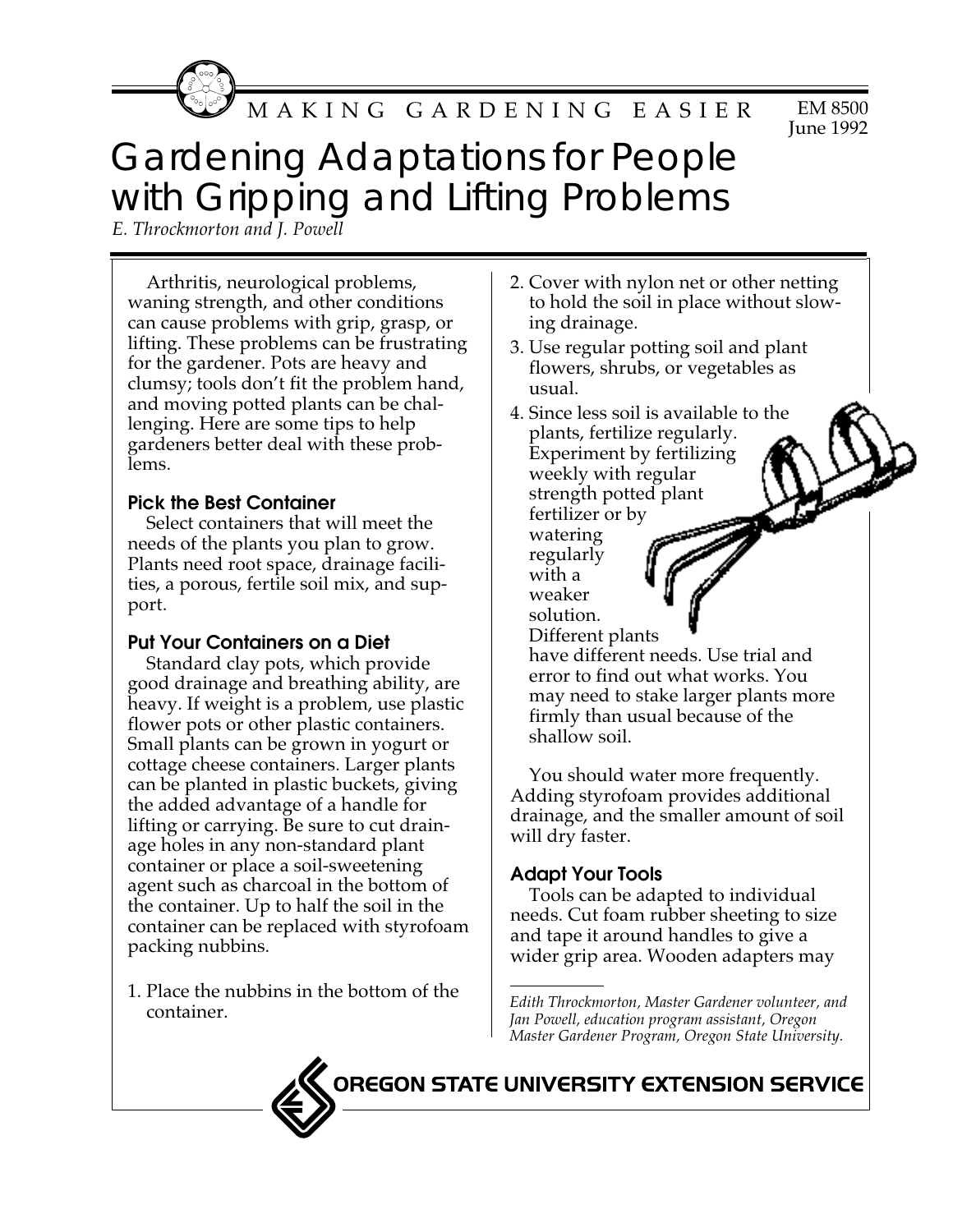MAKING GARDENING EASIER

EM 8500
June 1992

# Gardening Adaptations for People with Gripping and Lifting Problems

*E. Throckmorton and J. Powell*

Arthritis, neurological problems, waning strength, and other conditions can cause problems with grip, grasp, or lifting. These problems can be frustrating for the gardener. Pots are heavy and clumsy; tools don't fit the problem hand, and moving potted plants can be challenging. Here are some tips to help gardeners better deal with these problems.

## Pick the Best Container

Select containers that will meet the needs of the plants you plan to grow. Plants need root space, drainage facilities, a porous, fertile soil mix, and support.

## Put Your Containers on a Diet

Standard clay pots, which provide good drainage and breathing ability, are heavy. If weight is a problem, use plastic flower pots or other plastic containers. Small plants can be grown in yogurt or cottage cheese containers. Larger plants can be planted in plastic buckets, giving the added advantage of a handle for lifting or carrying. Be sure to cut drainage holes in any non-standard plant container or place a soil-sweetening agent such as charcoal in the bottom of the container. Up to half the soil in the container can be replaced with styrofoam packing nubbins.

1. Place the nubbins in the bottom of the container.
2. Cover with nylon net or other netting to hold the soil in place without slowing drainage.
3. Use regular potting soil and plant flowers, shrubs, or vegetables as usual.
4. Since less soil is available to the plants, fertilize regularly. Experiment by fertilizing weekly with regular strength potted plant fertilizer or by watering regularly with a weaker solution. Different plants have different needs. Use trial and error to find out what works. You may need to stake larger plants more firmly than usual because of the shallow soil.

You should water more frequently. Adding styrofoam provides additional drainage, and the smaller amount of soil will dry faster.

## Adapt Your Tools

Tools can be adapted to individual needs. Cut foam rubber sheeting to size and tape it around handles to give a wider grip area. Wooden adapters may

---

*Edith Throckmorton, Master Gardener volunteer, and Jan Powell, education program assistant, Oregon Master Gardener Program, Oregon State University.*

OREGON STATE UNIVERSITY EXTENSION SERVICE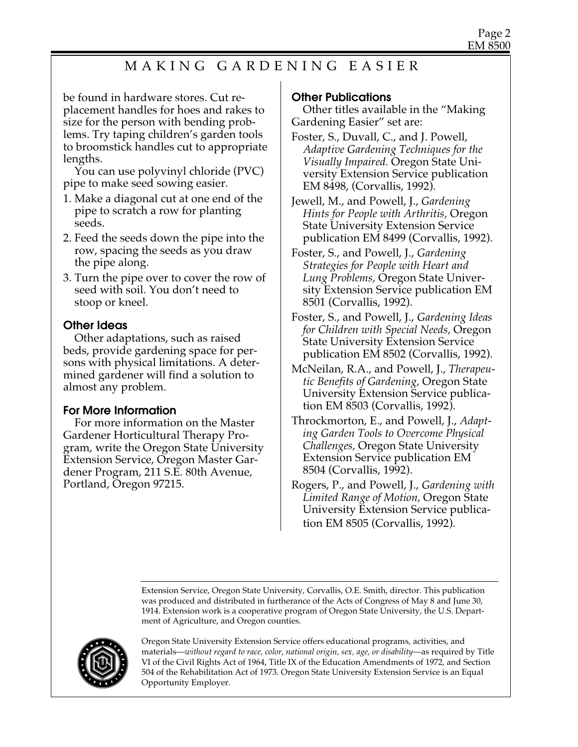be found in hardware stores. Cut replacement handles for hoes and rakes to size for the person with bending problems. Try taping children's garden tools to broomstick handles cut to appropriate lengths.

You can use polyvinyl chloride (PVC) pipe to make seed sowing easier.

1. Make a diagonal cut at one end of the pipe to scratch a row for planting seeds.
2. Feed the seeds down the pipe into the row, spacing the seeds as you draw the pipe along.
3. Turn the pipe over to cover the row of seed with soil. You don't need to stoop or kneel.

### Other Ideas

Other adaptations, such as raised beds, provide gardening space for persons with physical limitations. A determined gardener will find a solution to almost any problem.

### For More Information

For more information on the Master Gardener Horticultural Therapy Program, write the Oregon State University Extension Service, Oregon Master Gardener Program, 211 S.E. 80th Avenue, Portland, Oregon 97215.

### Other Publications

Other titles available in the "Making Gardening Easier" set are:

Foster, S., Duvall, C., and J. Powell, *Adaptive Gardening Techniques for the Visually Impaired.* Oregon State University Extension Service publication EM 8498, (Corvallis, 1992).

Jewell, M., and Powell, J., *Gardening Hints for People with Arthritis,* Oregon State University Extension Service publication EM 8499 (Corvallis, 1992).

Foster, S., and Powell, J., *Gardening Strategies for People with Heart and Lung Problems,* Oregon State University Extension Service publication EM 8501 (Corvallis, 1992).

Foster, S., and Powell, J., *Gardening Ideas for Children with Special Needs,* Oregon State University Extension Service publication EM 8502 (Corvallis, 1992).

McNeilan, R.A., and Powell, J., *Therapeutic Benefits of Gardening,* Oregon State University Extension Service publication EM 8503 (Corvallis, 1992).

Throckmorton, E., and Powell, J., *Adapting Garden Tools to Overcome Physical Challenges,* Oregon State University Extension Service publication EM 8504 (Corvallis, 1992).

Rogers, P., and Powell, J., *Gardening with Limited Range of Motion,* Oregon State University Extension Service publication EM 8505 (Corvallis, 1992).

---

Extension Service, Oregon State University, Corvallis, O.E. Smith, director. This publication was produced and distributed in furtherance of the Acts of Congress of May 8 and June 30, 1914. Extension work is a cooperative program of Oregon State University, the U.S. Department of Agriculture, and Oregon counties.

Oregon State University Extension Service offers educational programs, activities, and materials—*without regard to race, color, national origin, sex, age, or disability*—as required by Title VI of the Civil Rights Act of 1964, Title IX of the Education Amendments of 1972, and Section 504 of the Rehabilitation Act of 1973. Oregon State University Extension Service is an Equal Opportunity Employer.